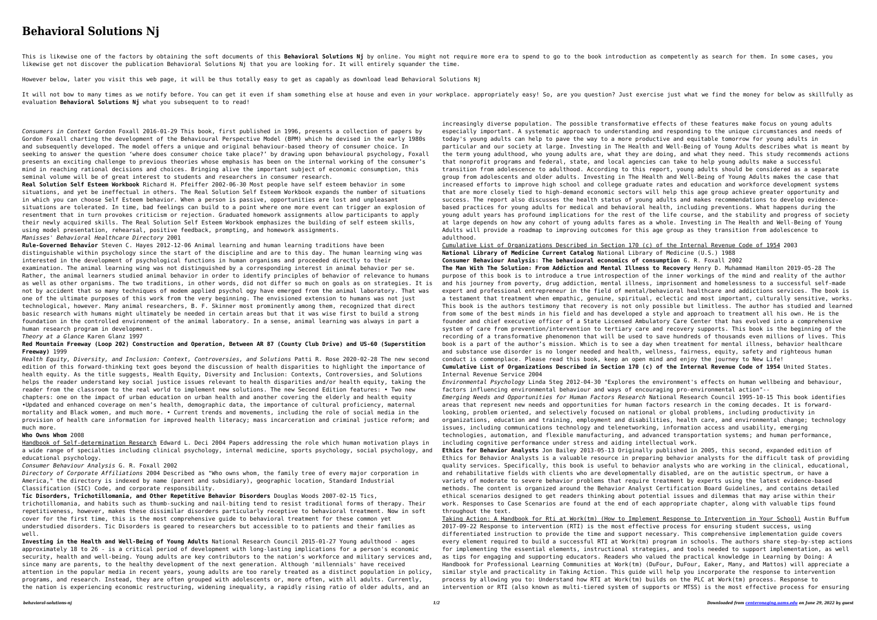# Behavioral Solutions Nj

This is likewise one of the factors by obtaining the soft documents of this **Behavioral Solutions Nj** by online. You might not require more era to spend to go to the book introduction as competently as search for them. In some cases, you likewise get not discover the publication Behavioral Solutions Nj that you are looking for. It will entirely squander the time.

However below, later you visit this web page, it will be thus totally easy to get as capably as download lead Behavioral Solutions Nj

It will not bow to many times as we notify before. You can get it even if sham something else at house and even in your workplace. appropriately easy! So, are you question? Just exercise just what we find the money for below as skillfully as evaluation **Behavioral Solutions Nj** what you subsequent to to read!

*Consumers in Context* Gordon Foxall 2016-01-29 This book, first published in 1996, presents a collection of papers by Gordon Foxall charting the development of the Behavioural Perspective Model (BPM) which he devised in the early 1980s and subsequently developed. The model offers a unique and original behaviour-based theory of consumer choice. In seeking to answer the question 'where does consumer choice take place?' by drawing upon behavioural psychology, Foxall presents an exciting challenge to previous theories whose emphasis has been on the internal working of the consumer's mind in reaching rational decisions and choices. Bringing alive the important subject of economic consumption, this seminal volume will be of great interest to students and researchers in consumer research.

**Real Solution Self Esteem Workbook** Richard H. Pfeiffer 2002-06-30 Most people have self esteem behavior in some situations, and yet be ineffectual in others. The Real Solution Self Esteem Workbook expands the number of situations in which you can choose Self Esteem behavior. When a person is passive, opportunities are lost and unpleasant situations are tolerated. In time, bad feelings can build to a point where one more event can trigger an explosion of resentment that in turn provokes criticism or rejection. Graduated homework assignments allow participants to apply their newly acquired skills. The Real Solution Self Esteem Workbook emphasizes the building of self esteem skills, using model presentation, rehearsal, positive feedback, prompting, and homework assignments.

*Manisses' Behavioral Healthcare Directory* 2001

**Rule-Governed Behavior** Steven C. Hayes 2012-12-06 Animal learning and human learning traditions have been distinguishable within psychology since the start of the discipline and are to this day. The human learning wing was interested in the development of psychological functions in human organisms and proceeded directly to their examination. The animal learning wing was not distinguished by a corresponding interest in animal behavior per se. Rather, the animal learners studied animal behavior in order to identify principles of behavior of relevance to humans as well as other organisms. The two traditions, in other words, did not differ so much on goals as on strategies. It is not by accident that so many techniques of modem applied psychol ogy have emerged from the animal laboratory. That was one of the ultimate purposes of this work from the very beginning. The envisioned extension to humans was not just technological, however. Many animal researchers, B. F. Skinner most prominently among them, recognized that direct basic research with humans might ultimately be needed in certain areas but that it was wise first to build a strong foundation in the controlled environment of the animal laboratory. In a sense, animal learning was always in part a human research program in development.

*Theory at a Glance* Karen Glanz 1997

**Red Mountain Freeway (Loop 202) Construction and Operation, Between AR 87 (County Club Drive) and US-60 (Superstition Freeway)** 1999

*Health Equity, Diversity, and Inclusion: Context, Controversies, and Solutions* Patti R. Rose 2020-02-28 The new second edition of this forward-thinking text goes beyond the discussion of health disparities to highlight the importance of health equity. As the title suggests, Health Equity, Diversity and Inclusion: Contexts, Controversies, and Solutions helps the reader understand key social justice issues relevant to health disparities and/or health equity, taking the reader from the classroom to the real world to implement new solutions. The new Second Edition features: • Two new chapters: one on the impact of urban education on urban health and another covering the elderly and health equity •Updated and enhanced coverage on men's health, demographic data, the importance of cultural proficiency, maternal mortality and Black women, and much more. • Current trends and movements, including the role of social media in the provision of health care information for improved health literacy; mass incarceration and criminal justice reform; and much more.

**Who Owns Whom** 2008

Handbook of Self-determination Research Edward L. Deci 2004 Papers addressing the role which human motivation plays in a wide range of specialties including clinical psychology, internal medicine, sports psychology, social psychology, and educational psychology.

*Consumer Behaviour Analysis* G. R. Foxall 2002

*Directory of Corporate Affiliations* 2004 Described as "Who owns whom, the family tree of every major corporation in America," the directory is indexed by name (parent and subsidiary), geographic location, Standard Industrial Classification (SIC) Code, and corporate responsibility.

**Tic Disorders, Trichotillomania, and Other Repetitive Behavior Disorders** Douglas Woods 2007-02-15 Tics, trichotillomania, and habits such as thumb-sucking and nail-biting tend to resist traditional forms of therapy. Their repetitiveness, however, makes these dissimilar disorders particularly receptive to behavioral treatment. Now in soft cover for the first time, this is the most comprehensive guide to behavioral treatment for these common yet understudied disorders. Tic Disorders is geared to researchers but accessible to patients and their families as well.

**Investing in the Health and Well-Being of Young Adults** National Research Council 2015-01-27 Young adulthood - ages approximately 18 to 26 - is a critical period of development with long-lasting implications for a person's economic security, health and well-being. Young adults are key contributors to the nation's workforce and military services and, since many are parents, to the healthy development of the next generation. Although 'millennials' have received attention in the popular media in recent years, young adults are too rarely treated as a distinct population in policy, programs, and research. Instead, they are often grouped with adolescents or, more often, with all adults. Currently, the nation is experiencing economic restructuring, widening inequality, a rapidly rising ratio of older adults, and an increasingly diverse population. The possible transformative effects of these features make focus on young adults especially important. A systematic approach to understanding and responding to the unique circumstances and needs of today's young adults can help to pave the way to a more productive and equitable tomorrow for young adults in particular and our society at large. Investing in The Health and Well-Being of Young Adults describes what is meant by the term young adulthood, who young adults are, what they are doing, and what they need. This study recommends actions that nonprofit programs and federal, state, and local agencies can take to help young adults make a successful transition from adolescence to adulthood. According to this report, young adults should be considered as a separate group from adolescents and older adults. Investing in The Health and Well-Being of Young Adults makes the case that increased efforts to improve high school and college graduate rates and education and workforce development systems that are more closely tied to high-demand economic sectors will help this age group achieve greater opportunity and success. The report also discusses the health status of young adults and makes recommendations to develop evidence-based practices for young adults for medical and behavioral health, including preventions. What happens during the young adult years has profound implications for the rest of the life course, and the stability and progress of society at large depends on how any cohort of young adults fares as a whole. Investing in The Health and Well-Being of Young Adults will provide a roadmap to improving outcomes for this age group as they transition from adolescence to adulthood.

Cumulative List of Organizations Described in Section 170 (c) of the Internal Revenue Code of 1954 2003

**National Library of Medicine Current Catalog** National Library of Medicine (U.S.) 1988

**Consumer Behaviour Analysis: The behavioural economics of consumption** G. R. Foxall 2002

**The Man With The Solution: From Addiction and Mental Illness to Recovery** Henry D. Muhammad Hamilton 2019-05-28 The purpose of this book is to introduce a true introspection of the inner workings of the mind and reality of the author and his journey from poverty, drug addiction, mental illness, imprisonment and homelessness to a successful self-made expert and professional entrepreneur in the field of mental/behavioral healthcare and addictions services. The book is a testament that treatment when empathic, genuine, spiritual, eclectic and most important, culturally sensitive, works. This book is the authors testimony that recovery is not only possible but limitless. The author has studied and learned from some of the best minds in his field and has developed a style and approach to treatment all his own. He is the founder and chief executive officer of a State Licensed Ambulatory Care Center that has evolved into a comprehensive system of care from prevention/intervention to tertiary care and recovery supports. This book is the beginning of the recording of a transformative phenomenon that will be used to save hundreds of thousands even millions of lives. This book is a part of the author's mission. Which is to see a day when treatment for mental illness, behavior healthcare and substance use disorder is no longer needed and health, wellness, fairness, equity, safety and righteous human conduct is commonplace. Please read this book, keep an open mind and enjoy the journey to New Life!

**Cumulative List of Organizations Described in Section 170 (c) of the Internal Revenue Code of 1954** United States. Internal Revenue Service 2004

*Environmental Psychology* Linda Steg 2012-04-30 "Explores the environment's effects on human wellbeing and behaviour, factors influencing environmental behaviour and ways of encouraging pro-environmental action"--

*Emerging Needs and Opportunities for Human Factors Research* National Research Council 1995-10-15 This book identifies areas that represent new needs and opportunities for human factors research in the coming decades. It is forward-looking, problem oriented, and selectively focused on national or global problems, including productivity in organizations, education and training, employment and disabilities, health care, and environmental change; technology issues, including communications technology and telenetworking, information access and usability, emerging technologies, automation, and flexible manufacturing, and advanced transportation systems; and human performance, including cognitive performance under stress and aiding intellectual work.

**Ethics for Behavior Analysts** Jon Bailey 2013-05-13 Originally published in 2005, this second, expanded edition of Ethics for Behavior Analysts is a valuable resource in preparing behavior analysts for the difficult task of providing quality services. Specifically, this book is useful to behavior analysts who are working in the clinical, educational, and rehabilitative fields with clients who are developmentally disabled, are on the autistic spectrum, or have a variety of moderate to severe behavior problems that require treatment by experts using the latest evidence-based methods. The content is organized around the Behavior Analyst Certification Board Guidelines, and contains detailed ethical scenarios designed to get readers thinking about potential issues and dilemmas that may arise within their work. Responses to Case Scenarios are found at the end of each appropriate chapter, along with valuable tips found throughout the text.

Taking Action: A Handbook for Rti at Work(tm) (How to Implement Response to Intervention in Your School) Austin Buffum 2017-09-22 Response to intervention (RTI) is the most effective process for ensuring student success, using differentiated instruction to provide the time and support necessary. This comprehensive implementation guide covers every element required to build a successful RTI at Work(tm) program in schools. The authors share step-by-step actions for implementing the essential elements, instructional strategies, and tools needed to support implementation, as well as tips for engaging and supporting educators. Readers who valued the practical knowledge in Learning by Doing: A Handbook for Professional Learning Communities at Work(tm) (DuFour, DuFour, Eaker, Many, and Mattos) will appreciate a similar style and practicality in Taking Action. This guide will help you incorporate the response to intervention process by allowing you to: Understand how RTI at Work(tm) builds on the PLC at Work(tm) process. Response to intervention or RTI (also known as multi-tiered system of supports or MTSS) is the most effective process for ensuring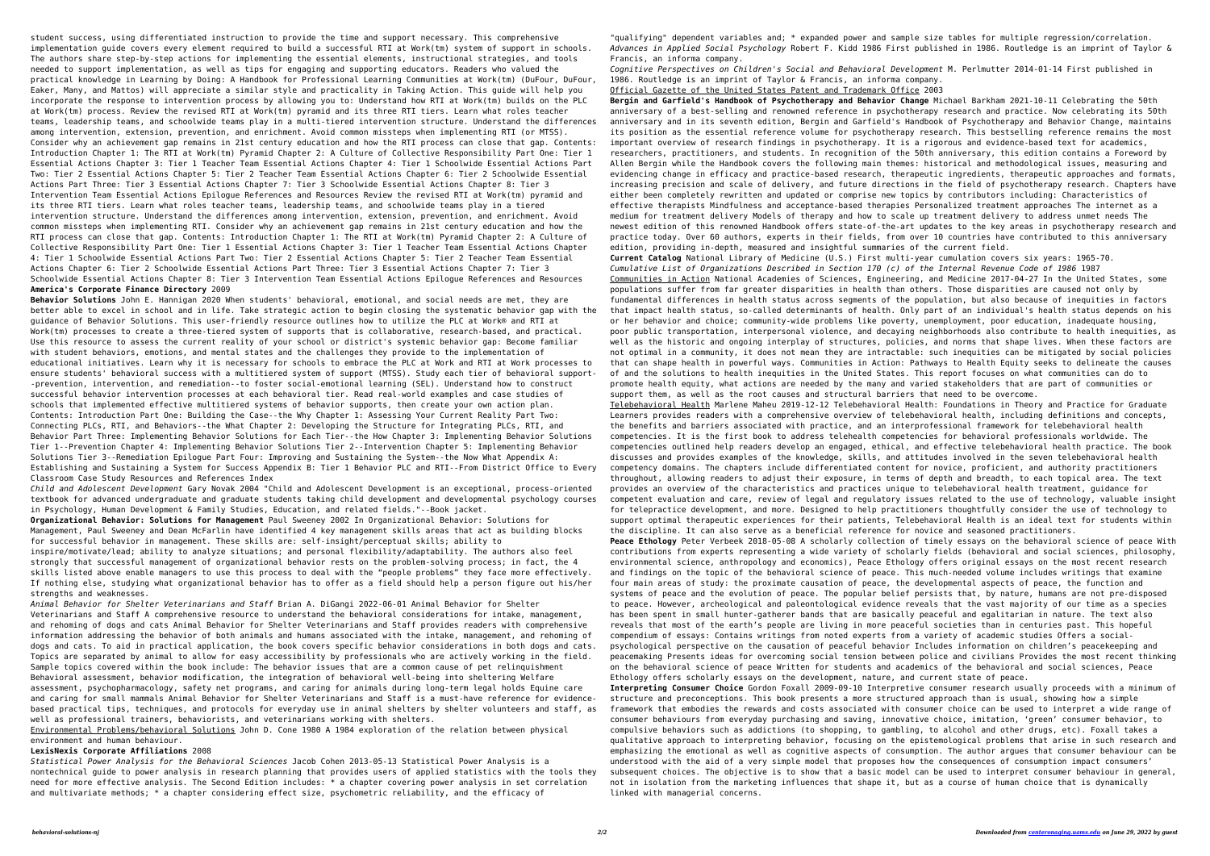student success, using differentiated instruction to provide the time and support necessary. This comprehensive implementation guide covers every element required to build a successful RTI at Work(tm) system of support in schools. The authors share step-by-step actions for implementing the essential elements, instructional strategies, and tools needed to support implementation, as well as tips for engaging and supporting educators. Readers who valued the practical knowledge in Learning by Doing: A Handbook for Professional Learning Communities at Work(tm) (DuFour, DuFour, Eaker, Many, and Mattos) will appreciate a similar style and practicality in Taking Action. This guide will help you incorporate the response to intervention process by allowing you to: Understand how RTI at Work(tm) builds on the PLC at Work(tm) process. Review the revised RTI at Work(tm) pyramid and its three RTI tiers. Learn what roles teacher teams, leadership teams, and schoolwide teams play in a multi-tiered intervention structure. Understand the differences among intervention, extension, prevention, and enrichment. Avoid common missteps when implementing RTI (or MTSS). Consider why an achievement gap remains in 21st century education and how the RTI process can close that gap. Contents: Introduction Chapter 1: The RTI at Work(tm) Pyramid Chapter 2: A Culture of Collective Responsibility Part One: Tier 1 Essential Actions Chapter 3: Tier 1 Teacher Team Essential Actions Chapter 4: Tier 1 Schoolwide Essential Actions Part Two: Tier 2 Essential Actions Chapter 5: Tier 2 Teacher Team Essential Actions Chapter 6: Tier 2 Schoolwide Essential Actions Part Three: Tier 3 Essential Actions Chapter 7: Tier 3 Schoolwide Essential Actions Chapter 8: Tier 3 Intervention Team Essential Actions Epilogue References and Resources Review the revised RTI at Work(tm) pyramid and its three RTI tiers. Learn what roles teacher teams, leadership teams, and schoolwide teams play in a tiered intervention structure. Understand the differences among intervention, extension, prevention, and enrichment. Avoid common missteps when implementing RTI. Consider why an achievement gap remains in 21st century education and how the RTI process can close that gap. Contents: Introduction Chapter 1: The RTI at Work(tm) Pyramid Chapter 2: A Culture of Collective Responsibility Part One: Tier 1 Essential Actions Chapter 3: Tier 1 Teacher Team Essential Actions Chapter 4: Tier 1 Schoolwide Essential Actions Part Two: Tier 2 Essential Actions Chapter 5: Tier 2 Teacher Team Essential Actions Chapter 6: Tier 2 Schoolwide Essential Actions Part Three: Tier 3 Essential Actions Chapter 7: Tier 3 Schoolwide Essential Actions Chapter 8: Tier 3 Intervention Team Essential Actions Epilogue References and Resources

**America's Corporate Finance Directory** 2009

**Behavior Solutions** John E. Hannigan 2020 When students' behavioral, emotional, and social needs are met, they are better able to excel in school and in life. Take strategic action to begin closing the systematic behavior gap with the guidance of Behavior Solutions. This user-friendly resource outlines how to utilize the PLC at Work® and RTI at Work(tm) processes to create a three-tiered system of supports that is collaborative, research-based, and practical. Use this resource to assess the current reality of your school or district's systemic behavior gap: Become familiar with student behaviors, emotions, and mental states and the challenges they provide to the implementation of educational initiatives. Learn why it is necessary for schools to embrace the PLC at Work and RTI at Work processes to ensure students' behavioral success with a multitiered system of support (MTSS). Study each tier of behavioral support--prevention, intervention, and remediation--to foster social-emotional learning (SEL). Understand how to construct successful behavior intervention processes at each behavioral tier. Read real-world examples and case studies of schools that implemented effective multitiered systems of behavior supports, then create your own action plan. Contents: Introduction Part One: Building the Case--the Why Chapter 1: Assessing Your Current Reality Part Two: Connecting PLCs, RTI, and Behaviors--the What Chapter 2: Developing the Structure for Integrating PLCs, RTI, and Behavior Part Three: Implementing Behavior Solutions for Each Tier--the How Chapter 3: Implementing Behavior Solutions Tier 1--Prevention Chapter 4: Implementing Behavior Solutions Tier 2--Intervention Chapter 5: Implementing Behavior Solutions Tier 3--Remediation Epilogue Part Four: Improving and Sustaining the System--the Now What Appendix A: Establishing and Sustaining a System for Success Appendix B: Tier 1 Behavior PLC and RTI--From District Office to Every Classroom Case Study Resources and References Index

*Child and Adolescent Development* Gary Novak 2004 "Child and Adolescent Development is an exceptional, process-oriented textbook for advanced undergraduate and graduate students taking child development and developmental psychology courses in Psychology, Human Development & Family Studies, Education, and related fields."--Book jacket.

**Organizational Behavior: Solutions for Management** Paul Sweeney 2002 In Organizational Behavior: Solutions for Management, Paul Sweeney and Dean McFarlin have identified 4 key management skills areas that act as building blocks for successful behavior in management. These skills are: self-insight/perceptual skills; ability to inspire/motivate/lead; ability to analyze situations; and personal flexibility/adaptability. The authors also feel strongly that successful management of organizational behavior rests on the problem-solving process; in fact, the 4 skills listed above enable managers to use this process to deal with the "people problems" they face more effectively. If nothing else, studying what organizational behavior has to offer as a field should help a person figure out his/her strengths and weaknesses.

*Animal Behavior for Shelter Veterinarians and Staff* Brian A. DiGangi 2022-06-01 Animal Behavior for Shelter Veterinarians and Staff A comprehensive resource to understand the behavioral considerations for intake, management, and rehoming of dogs and cats Animal Behavior for Shelter Veterinarians and Staff provides readers with comprehensive information addressing the behavior of both animals and humans associated with the intake, management, and rehoming of dogs and cats. To aid in practical application, the book covers specific behavior considerations in both dogs and cats. Topics are separated by animal to allow for easy accessibility by professionals who are actively working in the field. Sample topics covered within the book include: The behavior issues that are a common cause of pet relinquishment Behavioral assessment, behavior modification, the integration of behavioral well-being into sheltering Welfare assessment, psychopharmacology, safety net programs, and caring for animals during long-term legal holds Equine care and caring for small mammals Animal Behavior for Shelter Veterinarians and Staff is a must-have reference for evidence-based practical tips, techniques, and protocols for everyday use in animal shelters by shelter volunteers and staff, as well as professional trainers, behaviorists, and veterinarians working with shelters.

Environmental Problems/behavioral Solutions John D. Cone 1980 A 1984 exploration of the relation between physical environment and human behaviour.

**LexisNexis Corporate Affiliations** 2008

*Statistical Power Analysis for the Behavioral Sciences* Jacob Cohen 2013-05-13 Statistical Power Analysis is a nontechnical guide to power analysis in research planning that provides users of applied statistics with the tools they need for more effective analysis. The Second Edition includes: * a chapter covering power analysis in set correlation and multivariate methods; * a chapter considering effect size, psychometric reliability, and the efficacy of "qualifying" dependent variables and; * expanded power and sample size tables for multiple regression/correlation.

*Advances in Applied Social Psychology* Robert F. Kidd 1986 First published in 1986. Routledge is an imprint of Taylor & Francis, an informa company.

*Cognitive Perspectives on Children's Social and Behavioral Development* M. Perlmutter 2014-01-14 First published in 1986. Routledge is an imprint of Taylor & Francis, an informa company.

Official Gazette of the United States Patent and Trademark Office 2003

**Bergin and Garfield's Handbook of Psychotherapy and Behavior Change** Michael Barkham 2021-10-11 Celebrating the 50th anniversary of a best-selling and renowned reference in psychotherapy research and practice. Now celebrating its 50th anniversary and in its seventh edition, Bergin and Garfield's Handbook of Psychotherapy and Behavior Change, maintains its position as the essential reference volume for psychotherapy research. This bestselling reference remains the most important overview of research findings in psychotherapy. It is a rigorous and evidence-based text for academics, researchers, practitioners, and students. In recognition of the 50th anniversary, this edition contains a Foreword by Allen Bergin while the Handbook covers the following main themes: historical and methodological issues, measuring and evidencing change in efficacy and practice-based research, therapeutic ingredients, therapeutic approaches and formats, increasing precision and scale of delivery, and future directions in the field of psychotherapy research. Chapters have either been completely rewritten and updated or comprise new topics by contributors including: Characteristics of effective therapists Mindfulness and acceptance-based therapies Personalized treatment approaches The internet as a medium for treatment delivery Models of therapy and how to scale up treatment delivery to address unmet needs The newest edition of this renowned Handbook offers state-of-the-art updates to the key areas in psychotherapy research and practice today. Over 60 authors, experts in their fields, from over 10 countries have contributed to this anniversary edition, providing in-depth, measured and insightful summaries of the current field.

**Current Catalog** National Library of Medicine (U.S.) First multi-year cumulation covers six years: 1965-70.

*Cumulative List of Organizations Described in Section 170 (c) of the Internal Revenue Code of 1986* 1987

Communities in Action National Academies of Sciences, Engineering, and Medicine 2017-04-27 In the United States, some populations suffer from far greater disparities in health than others. Those disparities are caused not only by fundamental differences in health status across segments of the population, but also because of inequities in factors that impact health status, so-called determinants of health. Only part of an individual's health status depends on his or her behavior and choice; community-wide problems like poverty, unemployment, poor education, inadequate housing, poor public transportation, interpersonal violence, and decaying neighborhoods also contribute to health inequities, as well as the historic and ongoing interplay of structures, policies, and norms that shape lives. When these factors are not optimal in a community, it does not mean they are intractable: such inequities can be mitigated by social policies that can shape health in powerful ways. Communities in Action: Pathways to Health Equity seeks to delineate the causes of and the solutions to health inequities in the United States. This report focuses on what communities can do to promote health equity, what actions are needed by the many and varied stakeholders that are part of communities or support them, as well as the root causes and structural barriers that need to be overcome.

Telebehavioral Health Marlene Maheu 2019-12-12 Telebehavioral Health: Foundations in Theory and Practice for Graduate Learners provides readers with a comprehensive overview of telebehavioral health, including definitions and concepts, the benefits and barriers associated with practice, and an interprofessional framework for telebehavioral health competencies. It is the first book to address telehealth competencies for behavioral professionals worldwide. The competencies outlined help readers develop an engaged, ethical, and effective telebehavioral health practice. The book discusses and provides examples of the knowledge, skills, and attitudes involved in the seven telebehavioral health competency domains. The chapters include differentiated content for novice, proficient, and authority practitioners throughout, allowing readers to adjust their exposure, in terms of depth and breadth, to each topical area. The text provides an overview of the characteristics and practices unique to telebehavioral health treatment, guidance for competent evaluation and care, review of legal and regulatory issues related to the use of technology, valuable insight for telepractice development, and more. Designed to help practitioners thoughtfully consider the use of technology to support optimal therapeutic experiences for their patients, Telebehavioral Health is an ideal text for students within the discipline. It can also serve as a beneficial reference for novice and seasoned practitioners.

**Peace Ethology** Peter Verbeek 2018-05-08 A scholarly collection of timely essays on the behavioral science of peace With contributions from experts representing a wide variety of scholarly fields (behavioral and social sciences, philosophy, environmental science, anthropology and economics), Peace Ethology offers original essays on the most recent research and findings on the topic of the behavioral science of peace. This much-needed volume includes writings that examine four main areas of study: the proximate causation of peace, the developmental aspects of peace, the function and systems of peace and the evolution of peace. The popular belief persists that, by nature, humans are not pre-disposed to peace. However, archeological and paleontological evidence reveals that the vast majority of our time as a species has been spent in small hunter-gatherer bands that are basically peaceful and egalitarian in nature. The text also reveals that most of the earth's people are living in more peaceful societies than in centuries past. This hopeful compendium of essays: Contains writings from noted experts from a variety of academic studies Offers a social-psychological perspective on the causation of peaceful behavior Includes information on children's peacekeeping and peacemaking Presents ideas for overcoming social tension between police and civilians Provides the most recent thinking on the behavioral science of peace Written for students and academics of the behavioral and social sciences, Peace Ethology offers scholarly essays on the development, nature, and current state of peace.

**Interpreting Consumer Choice** Gordon Foxall 2009-09-10 Interpretive consumer research usually proceeds with a minimum of structure and preconceptions. This book presents a more structured approach than is usual, showing how a simple framework that embodies the rewards and costs associated with consumer choice can be used to interpret a wide range of consumer behaviours from everyday purchasing and saving, innovative choice, imitation, 'green' consumer behavior, to compulsive behaviors such as addictions (to shopping, to gambling, to alcohol and other drugs, etc). Foxall takes a qualitative approach to interpreting behavior, focusing on the epistemological problems that arise in such research and emphasizing the emotional as well as cognitive aspects of consumption. The author argues that consumer behaviour can be understood with the aid of a very simple model that proposes how the consequences of consumption impact consumers' subsequent choices. The objective is to show that a basic model can be used to interpret consumer behaviour in general, not in isolation from the marketing influences that shape it, but as a course of human choice that is dynamically linked with managerial concerns.